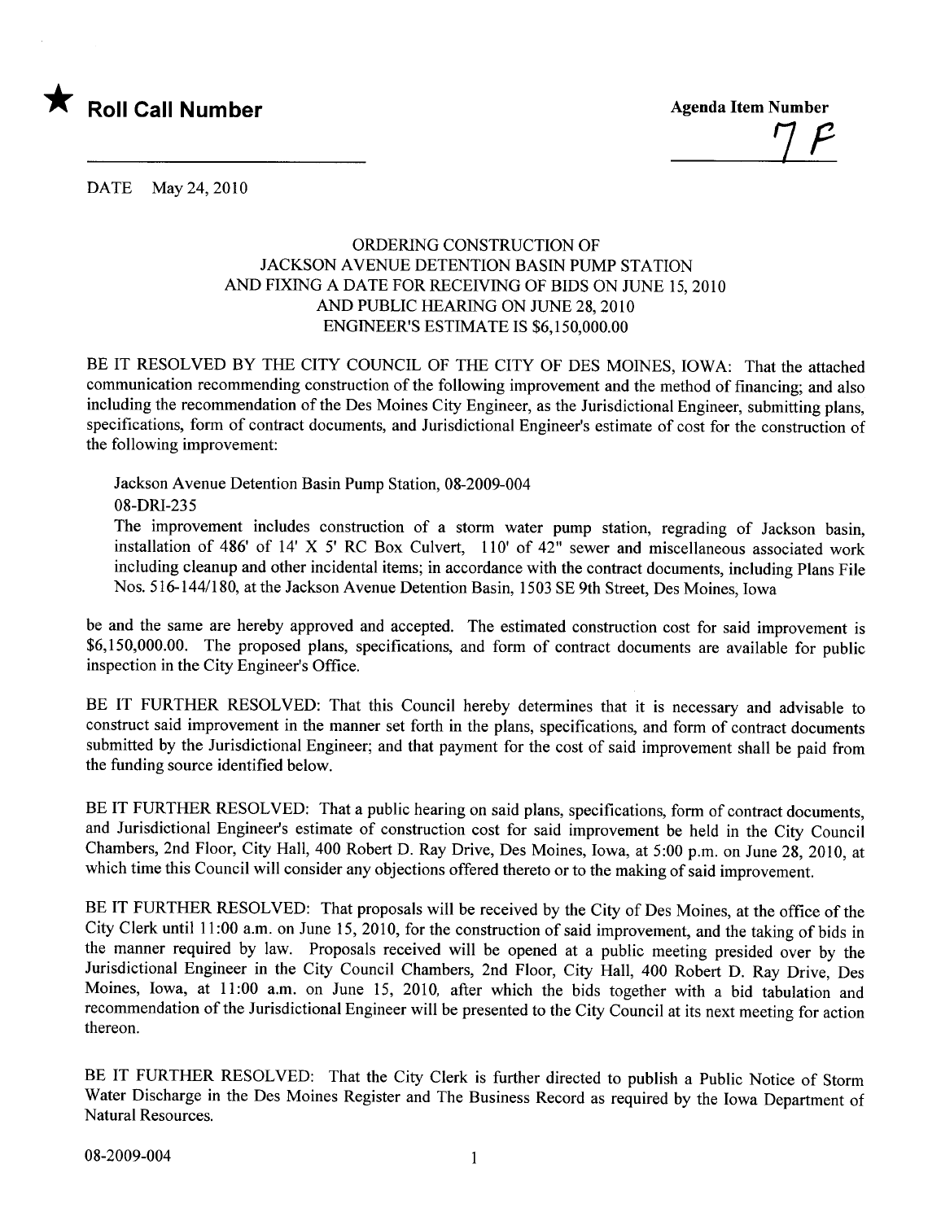★ **Roll Call Number**

**Agenda Item Number**

7 F

DATE May 24, 2010

ORDERING CONSTRUCTION OF
JACKSON AVENUE DETENTION BASIN PUMP STATION
AND FIXING A DATE FOR RECEIVING OF BIDS ON JUNE 15, 2010
AND PUBLIC HEARING ON JUNE 28, 2010
ENGINEER'S ESTIMATE IS $6,150,000.00

BE IT RESOLVED BY THE CITY COUNCIL OF THE CITY OF DES MOINES, IOWA: That the attached communication recommending construction of the following improvement and the method of financing; and also including the recommendation of the Des Moines City Engineer, as the Jurisdictional Engineer, submitting plans, specifications, form of contract documents, and Jurisdictional Engineer's estimate of cost for the construction of the following improvement:

Jackson Avenue Detention Basin Pump Station, 08-2009-004
08-DRI-235
The improvement includes construction of a storm water pump station, regrading of Jackson basin, installation of 486' of 14' X 5' RC Box Culvert, 110' of 42" sewer and miscellaneous associated work including cleanup and other incidental items; in accordance with the contract documents, including Plans File Nos. 516-144/180, at the Jackson Avenue Detention Basin, 1503 SE 9th Street, Des Moines, Iowa

be and the same are hereby approved and accepted. The estimated construction cost for said improvement is $6,150,000.00. The proposed plans, specifications, and form of contract documents are available for public inspection in the City Engineer's Office.

BE IT FURTHER RESOLVED: That this Council hereby determines that it is necessary and advisable to construct said improvement in the manner set forth in the plans, specifications, and form of contract documents submitted by the Jurisdictional Engineer; and that payment for the cost of said improvement shall be paid from the funding source identified below.

BE IT FURTHER RESOLVED: That a public hearing on said plans, specifications, form of contract documents, and Jurisdictional Engineer's estimate of construction cost for said improvement be held in the City Council Chambers, 2nd Floor, City Hall, 400 Robert D. Ray Drive, Des Moines, Iowa, at 5:00 p.m. on June 28, 2010, at which time this Council will consider any objections offered thereto or to the making of said improvement.

BE IT FURTHER RESOLVED: That proposals will be received by the City of Des Moines, at the office of the City Clerk until 11:00 a.m. on June 15, 2010, for the construction of said improvement, and the taking of bids in the manner required by law. Proposals received will be opened at a public meeting presided over by the Jurisdictional Engineer in the City Council Chambers, 2nd Floor, City Hall, 400 Robert D. Ray Drive, Des Moines, Iowa, at 11:00 a.m. on June 15, 2010, after which the bids together with a bid tabulation and recommendation of the Jurisdictional Engineer will be presented to the City Council at its next meeting for action thereon.

BE IT FURTHER RESOLVED: That the City Clerk is further directed to publish a Public Notice of Storm Water Discharge in the Des Moines Register and The Business Record as required by the Iowa Department of Natural Resources.

08-2009-004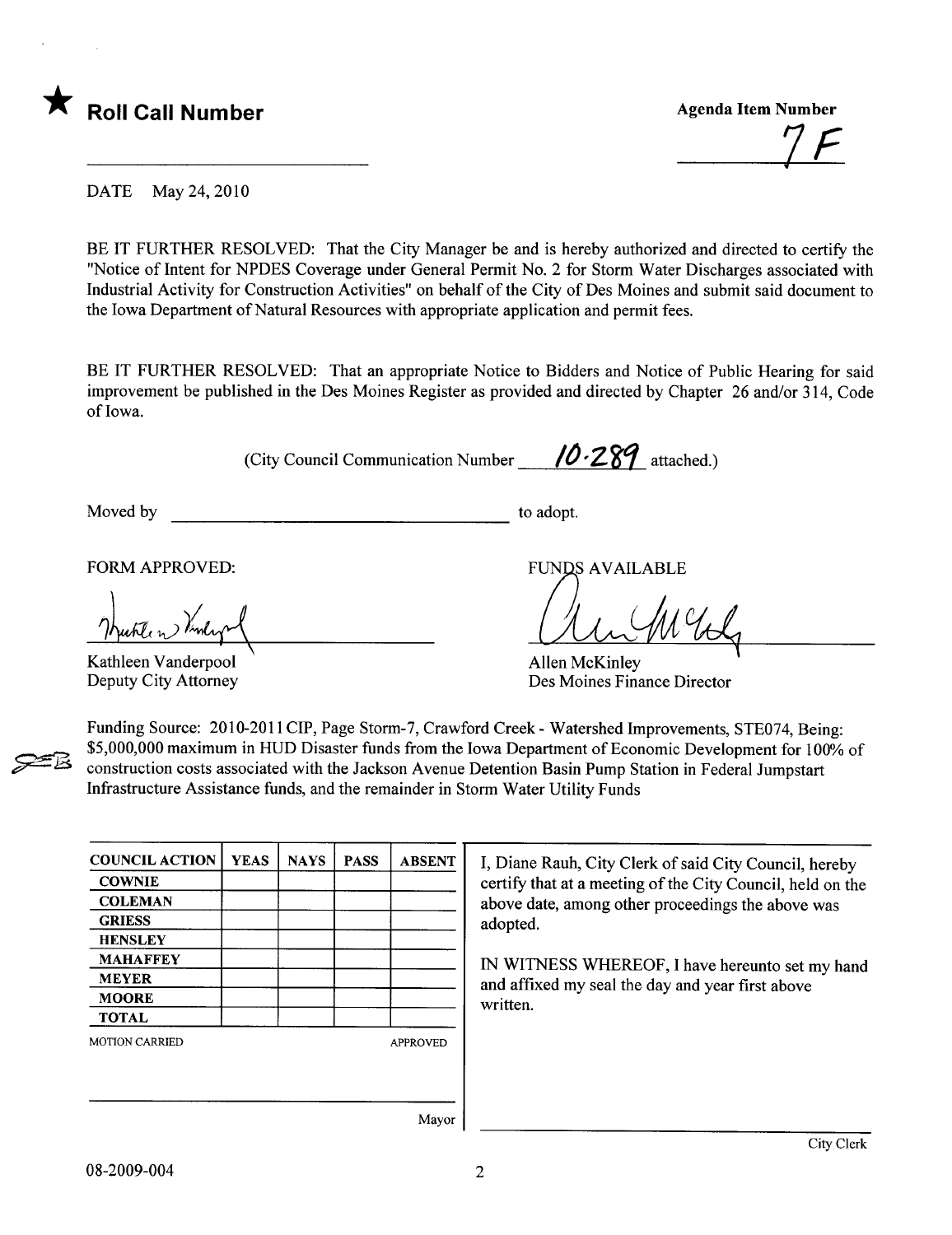★ **Roll Call Number**

**Agenda Item Number**

7F

DATE May 24, 2010

BE IT FURTHER RESOLVED: That the City Manager be and is hereby authorized and directed to certify the "Notice of Intent for NPDES Coverage under General Permit No. 2 for Storm Water Discharges associated with Industrial Activity for Construction Activities" on behalf of the City of Des Moines and submit said document to the Iowa Department of Natural Resources with appropriate application and permit fees.

BE IT FURTHER RESOLVED: That an appropriate Notice to Bidders and Notice of Public Hearing for said improvement be published in the Des Moines Register as provided and directed by Chapter 26 and/or 314, Code of Iowa.

(City Council Communication Number 10-289 attached.)

Moved by ______________________ to adopt.

FORM APPROVED:

Kathleen Vanderpool
Deputy City Attorney

FUNDS AVAILABLE

Allen McKinley
Des Moines Finance Director

Funding Source: 2010-2011 CIP, Page Storm-7, Crawford Creek - Watershed Improvements, STE074, Being: $5,000,000 maximum in HUD Disaster funds from the Iowa Department of Economic Development for 100% of construction costs associated with the Jackson Avenue Detention Basin Pump Station in Federal Jumpstart Infrastructure Assistance funds, and the remainder in Storm Water Utility Funds

| COUNCIL ACTION | YEAS | NAYS | PASS | ABSENT |
|---|---|---|---|---|
| COWNIE | | | | |
| COLEMAN | | | | |
| GRIESS | | | | |
| HENSLEY | | | | |
| MAHAFFEY | | | | |
| MEYER | | | | |
| MOORE | | | | |
| TOTAL | | | | |

MOTION CARRIED APPROVED

Mayor

I, Diane Rauh, City Clerk of said City Council, hereby certify that at a meeting of the City Council, held on the above date, among other proceedings the above was adopted.

IN WITNESS WHEREOF, I have hereunto set my hand and affixed my seal the day and year first above written.

City Clerk

08-2009-004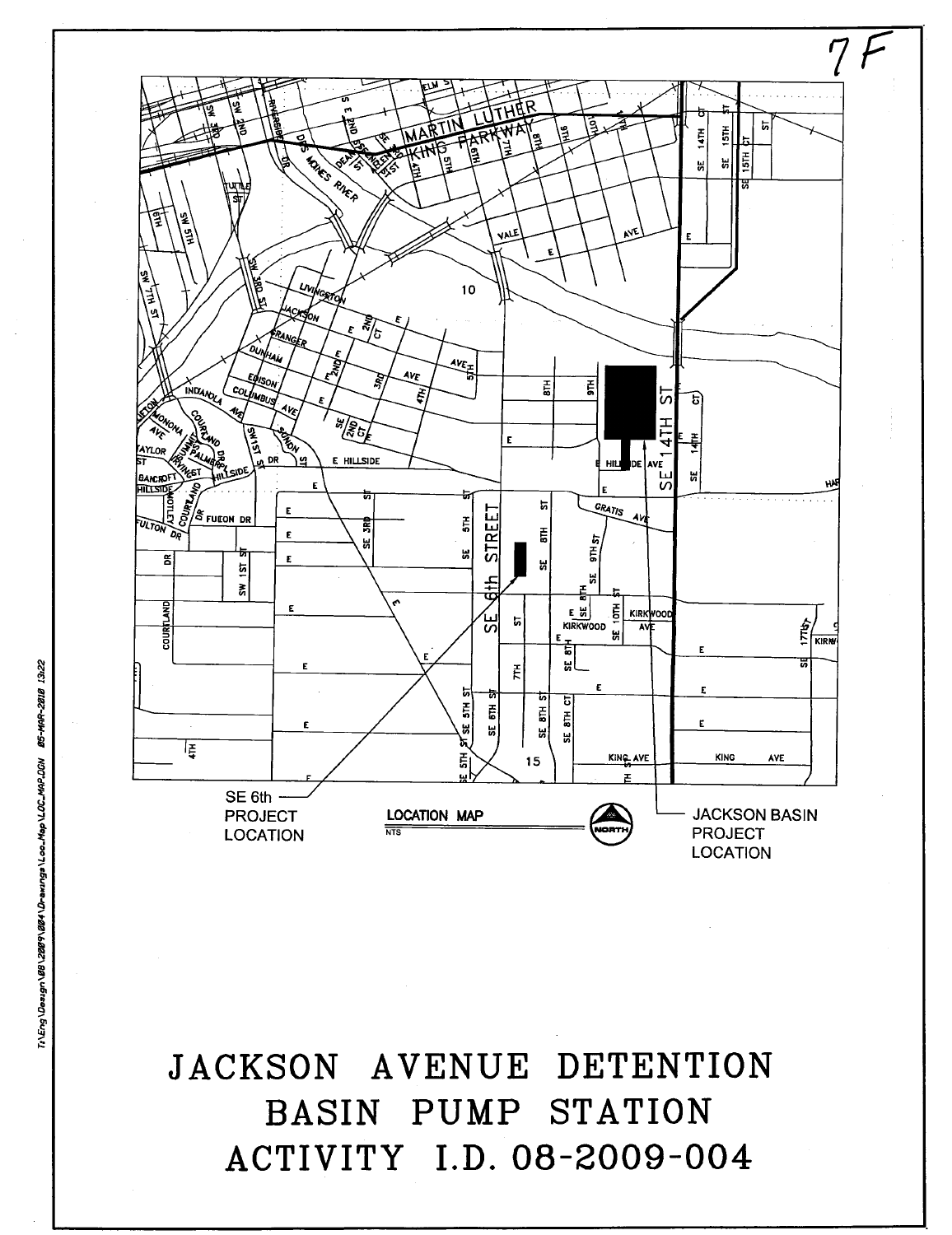7F

SE 6th PROJECT LOCATION

LOCATION MAP

NTS

NORTH

JACKSON BASIN PROJECT LOCATION

# JACKSON AVENUE DETENTION BASIN PUMP STATION ACTIVITY I.D. 08-2009-004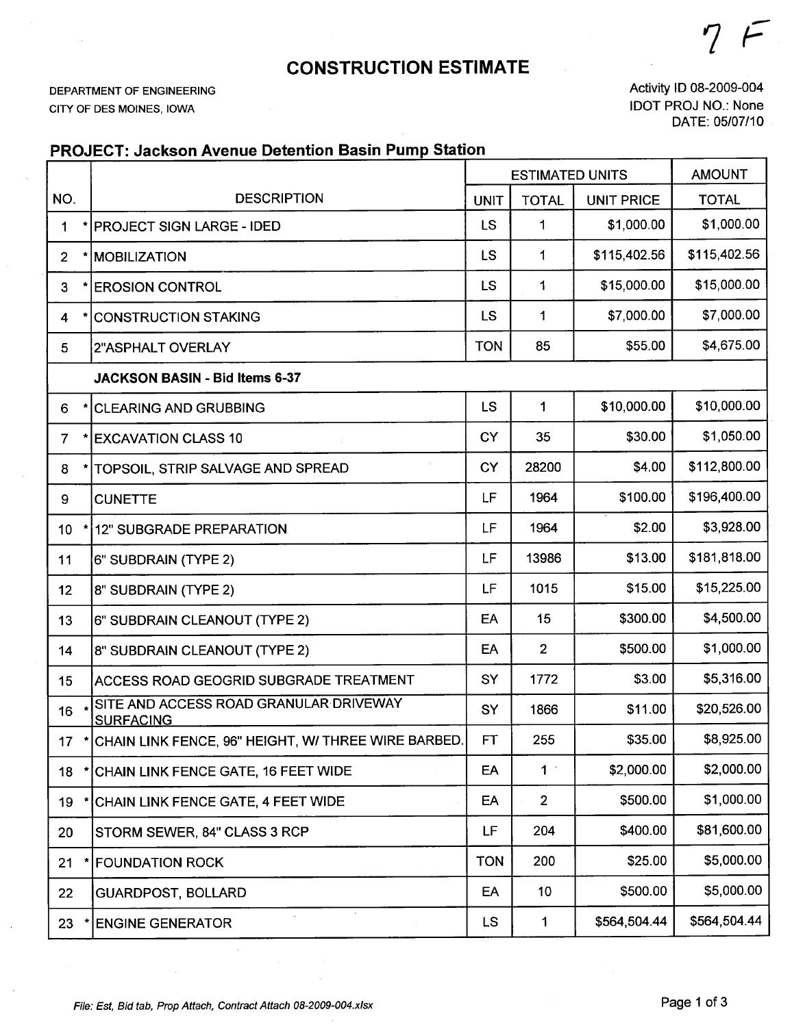7 F

# CONSTRUCTION ESTIMATE

DEPARTMENT OF ENGINEERING
CITY OF DES MOINES, IOWA

Activity ID 08-2009-004
IDOT PROJ NO.: None
DATE: 05/07/10

## PROJECT: Jackson Avenue Detention Basin Pump Station

| | | ESTIMATED UNITS | | | AMOUNT |
|---|---|---|---|---|---|
| NO. | DESCRIPTION | UNIT | TOTAL | UNIT PRICE | TOTAL |
| 1 * | PROJECT SIGN LARGE - IDED | LS | 1 | $1,000.00 | $1,000.00 |
| 2 * | MOBILIZATION | LS | 1 | $115,402.56 | $115,402.56 |
| 3 * | EROSION CONTROL | LS | 1 | $15,000.00 | $15,000.00 |
| 4 * | CONSTRUCTION STAKING | LS | 1 | $7,000.00 | $7,000.00 |
| 5 | 2"ASPHALT OVERLAY | TON | 85 | $55.00 | $4,675.00 |
| | **JACKSON BASIN - Bid Items 6-37** | | | | |
| 6 * | CLEARING AND GRUBBING | LS | 1 | $10,000.00 | $10,000.00 |
| 7 * | EXCAVATION CLASS 10 | CY | 35 | $30.00 | $1,050.00 |
| 8 * | TOPSOIL, STRIP SALVAGE AND SPREAD | CY | 28200 | $4.00 | $112,800.00 |
| 9 | CUNETTE | LF | 1964 | $100.00 | $196,400.00 |
| 10 * | 12" SUBGRADE PREPARATION | LF | 1964 | $2.00 | $3,928.00 |
| 11 | 6" SUBDRAIN (TYPE 2) | LF | 13986 | $13.00 | $181,818.00 |
| 12 | 8" SUBDRAIN (TYPE 2) | LF | 1015 | $15.00 | $15,225.00 |
| 13 | 6" SUBDRAIN CLEANOUT (TYPE 2) | EA | 15 | $300.00 | $4,500.00 |
| 14 | 8" SUBDRAIN CLEANOUT (TYPE 2) | EA | 2 | $500.00 | $1,000.00 |
| 15 | ACCESS ROAD GEOGRID SUBGRADE TREATMENT | SY | 1772 | $3.00 | $5,316.00 |
| 16 * | SITE AND ACCESS ROAD GRANULAR DRIVEWAY SURFACING | SY | 1866 | $11.00 | $20,526.00 |
| 17 * | CHAIN LINK FENCE, 96" HEIGHT, W/ THREE WIRE BARBED. | FT | 255 | $35.00 | $8,925.00 |
| 18 * | CHAIN LINK FENCE GATE, 16 FEET WIDE | EA | 1 | $2,000.00 | $2,000.00 |
| 19 * | CHAIN LINK FENCE GATE, 4 FEET WIDE | EA | 2 | $500.00 | $1,000.00 |
| 20 | STORM SEWER, 84" CLASS 3 RCP | LF | 204 | $400.00 | $81,600.00 |
| 21 * | FOUNDATION ROCK | TON | 200 | $25.00 | $5,000.00 |
| 22 | GUARDPOST, BOLLARD | EA | 10 | $500.00 | $5,000.00 |
| 23 * | ENGINE GENERATOR | LS | 1 | $564,504.44 | $564,504.44 |

*File: Est, Bid tab, Prop Attach, Contract Attach 08-2009-004.xlsx*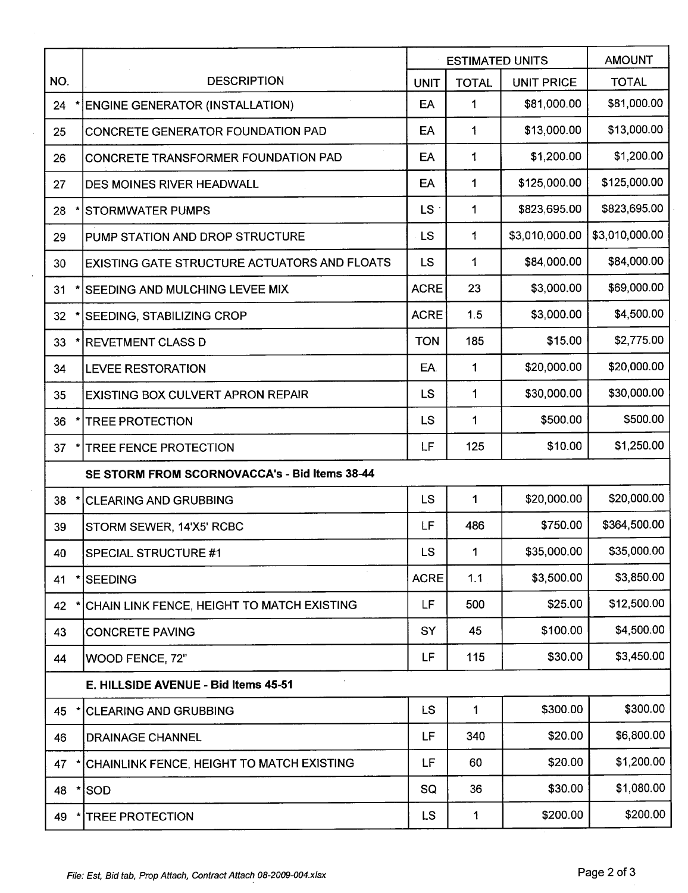| | | ESTIMATED UNITS | | | AMOUNT |
|---|---|---|---|---|---|
| NO. | DESCRIPTION | UNIT | TOTAL | UNIT PRICE | TOTAL |
| 24 * | ENGINE GENERATOR (INSTALLATION) | EA | 1 | $81,000.00 | $81,000.00 |
| 25 | CONCRETE GENERATOR FOUNDATION PAD | EA | 1 | $13,000.00 | $13,000.00 |
| 26 | CONCRETE TRANSFORMER FOUNDATION PAD | EA | 1 | $1,200.00 | $1,200.00 |
| 27 | DES MOINES RIVER HEADWALL | EA | 1 | $125,000.00 | $125,000.00 |
| 28 * | STORMWATER PUMPS | LS | 1 | $823,695.00 | $823,695.00 |
| 29 | PUMP STATION AND DROP STRUCTURE | LS | 1 | $3,010,000.00 | $3,010,000.00 |
| 30 | EXISTING GATE STRUCTURE ACTUATORS AND FLOATS | LS | 1 | $84,000.00 | $84,000.00 |
| 31 * | SEEDING AND MULCHING LEVEE MIX | ACRE | 23 | $3,000.00 | $69,000.00 |
| 32 * | SEEDING, STABILIZING CROP | ACRE | 1.5 | $3,000.00 | $4,500.00 |
| 33 * | REVETMENT CLASS D | TON | 185 | $15.00 | $2,775.00 |
| 34 | LEVEE RESTORATION | EA | 1 | $20,000.00 | $20,000.00 |
| 35 | EXISTING BOX CULVERT APRON REPAIR | LS | 1 | $30,000.00 | $30,000.00 |
| 36 * | TREE PROTECTION | LS | 1 | $500.00 | $500.00 |
| 37 * | TREE FENCE PROTECTION | LF | 125 | $10.00 | $1,250.00 |
| | **SE STORM FROM SCORNOVACCA's - Bid Items 38-44** | | | | |
| 38 * | CLEARING AND GRUBBING | LS | 1 | $20,000.00 | $20,000.00 |
| 39 | STORM SEWER, 14'X5' RCBC | LF | 486 | $750.00 | $364,500.00 |
| 40 | SPECIAL STRUCTURE #1 | LS | 1 | $35,000.00 | $35,000.00 |
| 41 * | SEEDING | ACRE | 1.1 | $3,500.00 | $3,850.00 |
| 42 * | CHAIN LINK FENCE, HEIGHT TO MATCH EXISTING | LF | 500 | $25.00 | $12,500.00 |
| 43 | CONCRETE PAVING | SY | 45 | $100.00 | $4,500.00 |
| 44 | WOOD FENCE, 72" | LF | 115 | $30.00 | $3,450.00 |
| | **E. HILLSIDE AVENUE - Bid Items 45-51** | | | | |
| 45 * | CLEARING AND GRUBBING | LS | 1 | $300.00 | $300.00 |
| 46 | DRAINAGE CHANNEL | LF | 340 | $20.00 | $6,800.00 |
| 47 * | CHAINLINK FENCE, HEIGHT TO MATCH EXISTING | LF | 60 | $20.00 | $1,200.00 |
| 48 * | SOD | SQ | 36 | $30.00 | $1,080.00 |
| 49 * | TREE PROTECTION | LS | 1 | $200.00 | $200.00 |

*File: Est, Bid tab, Prop Attach, Contract Attach 08-2009-004.xlsx*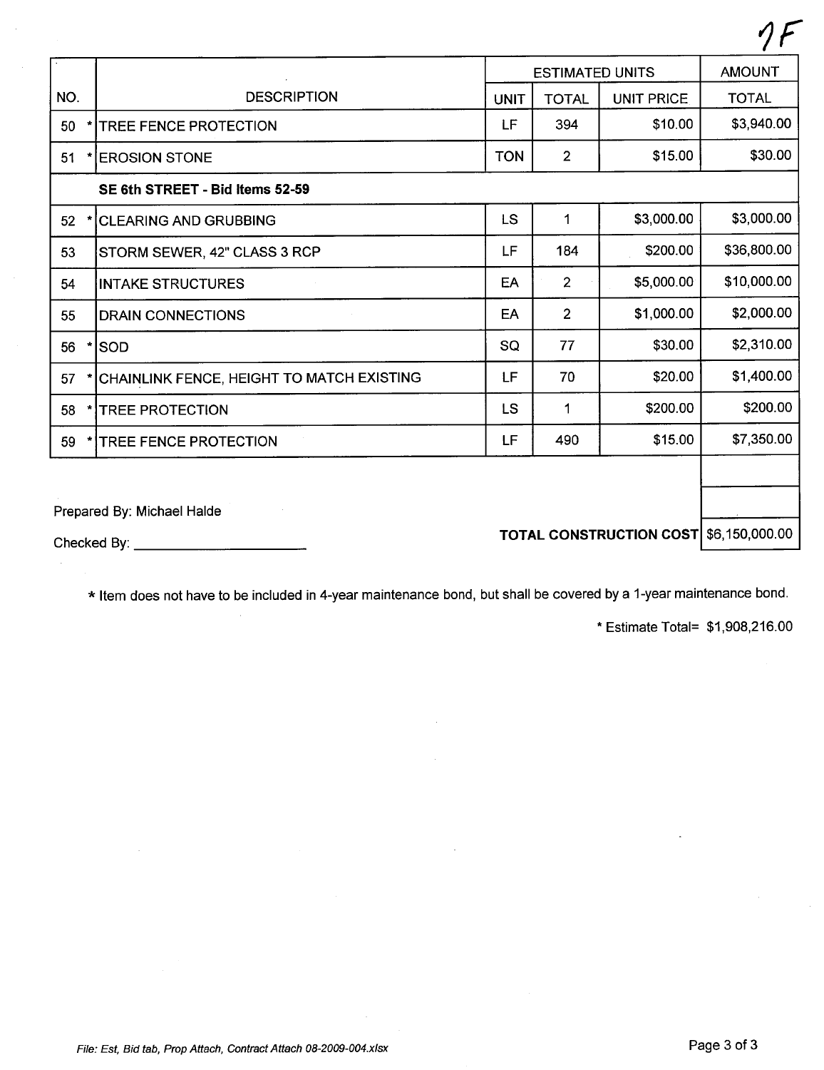7F

| NO. | DESCRIPTION | ESTIMATED UNITS | | | AMOUNT |
|---|---|---|---|---|---|
| | | UNIT | TOTAL | UNIT PRICE | TOTAL |
| 50 * | TREE FENCE PROTECTION | LF | 394 | $10.00 | $3,940.00 |
| 51 * | EROSION STONE | TON | 2 | $15.00 | $30.00 |
| | **SE 6th STREET - Bid Items 52-59** | | | | |
| 52 * | CLEARING AND GRUBBING | LS | 1 | $3,000.00 | $3,000.00 |
| 53 | STORM SEWER, 42" CLASS 3 RCP | LF | 184 | $200.00 | $36,800.00 |
| 54 | INTAKE STRUCTURES | EA | 2 | $5,000.00 | $10,000.00 |
| 55 | DRAIN CONNECTIONS | EA | 2 | $1,000.00 | $2,000.00 |
| 56 * | SOD | SQ | 77 | $30.00 | $2,310.00 |
| 57 * | CHAINLINK FENCE, HEIGHT TO MATCH EXISTING | LF | 70 | $20.00 | $1,400.00 |
| 58 * | TREE PROTECTION | LS | 1 | $200.00 | $200.00 |
| 59 * | TREE FENCE PROTECTION | LF | 490 | $15.00 | $7,350.00 |
| | | | | | |
| | | | | | |
| | | | | **TOTAL CONSTRUCTION COST** | $6,150,000.00 |

Prepared By: Michael Halde

Checked By: ______________________

* Item does not have to be included in 4-year maintenance bond, but shall be covered by a 1-year maintenance bond.

* Estimate Total= $1,908,216.00

*File: Est, Bid tab, Prop Attach, Contract Attach 08-2009-004.xlsx*